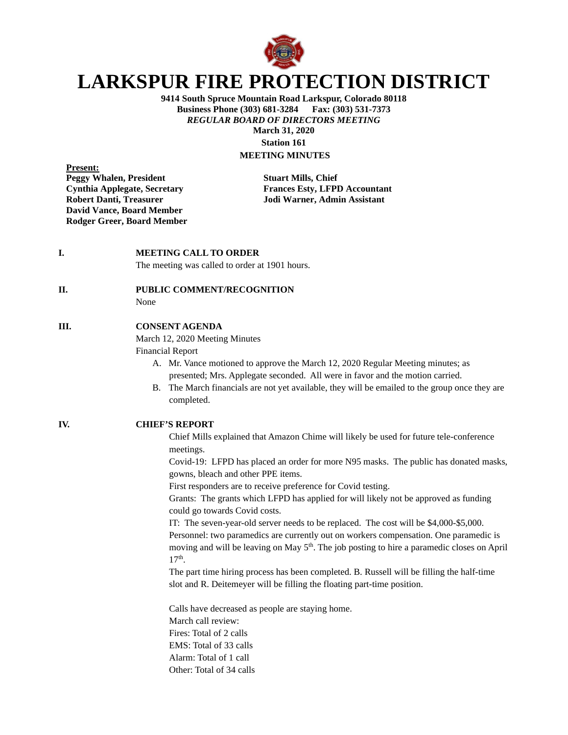# LARKSPUR FIRE PROTECTION DISTRICT

**9414 South Spruce Mountain Road Larkspur, Colorado 80118**
**Business Phone (303) 681-3284 Fax: (303) 531-7373**
***REGULAR BOARD OF DIRECTORS MEETING***
**March 31, 2020**
**Station 161**
**MEETING MINUTES**

**Present:**

**Peggy Whalen, President**
**Cynthia Applegate, Secretary**
**Robert Danti, Treasurer**
**David Vance, Board Member**
**Rodger Greer, Board Member**

**Stuart Mills, Chief**
**Frances Esty, LFPD Accountant**
**Jodi Warner, Admin Assistant**

**I. MEETING CALL TO ORDER**

The meeting was called to order at 1901 hours.

**II. PUBLIC COMMENT/RECOGNITION**

None

**III. CONSENT AGENDA**

March 12, 2020 Meeting Minutes
Financial Report

A. Mr. Vance motioned to approve the March 12, 2020 Regular Meeting minutes; as presented; Mrs. Applegate seconded. All were in favor and the motion carried.
B. The March financials are not yet available, they will be emailed to the group once they are completed.

**IV. CHIEF'S REPORT**

Chief Mills explained that Amazon Chime will likely be used for future tele-conference meetings.

Covid-19: LFPD has placed an order for more N95 masks. The public has donated masks, gowns, bleach and other PPE items.

First responders are to receive preference for Covid testing.

Grants: The grants which LFPD has applied for will likely not be approved as funding could go towards Covid costs.

IT: The seven-year-old server needs to be replaced. The cost will be $4,000-$5,000.

Personnel: two paramedics are currently out on workers compensation. One paramedic is moving and will be leaving on May 5th. The job posting to hire a paramedic closes on April 17th.

The part time hiring process has been completed. B. Russell will be filling the half-time slot and R. Deitemeyer will be filling the floating part-time position.

Calls have decreased as people are staying home.

March call review:
Fires: Total of 2 calls
EMS: Total of 33 calls
Alarm: Total of 1 call
Other: Total of 34 calls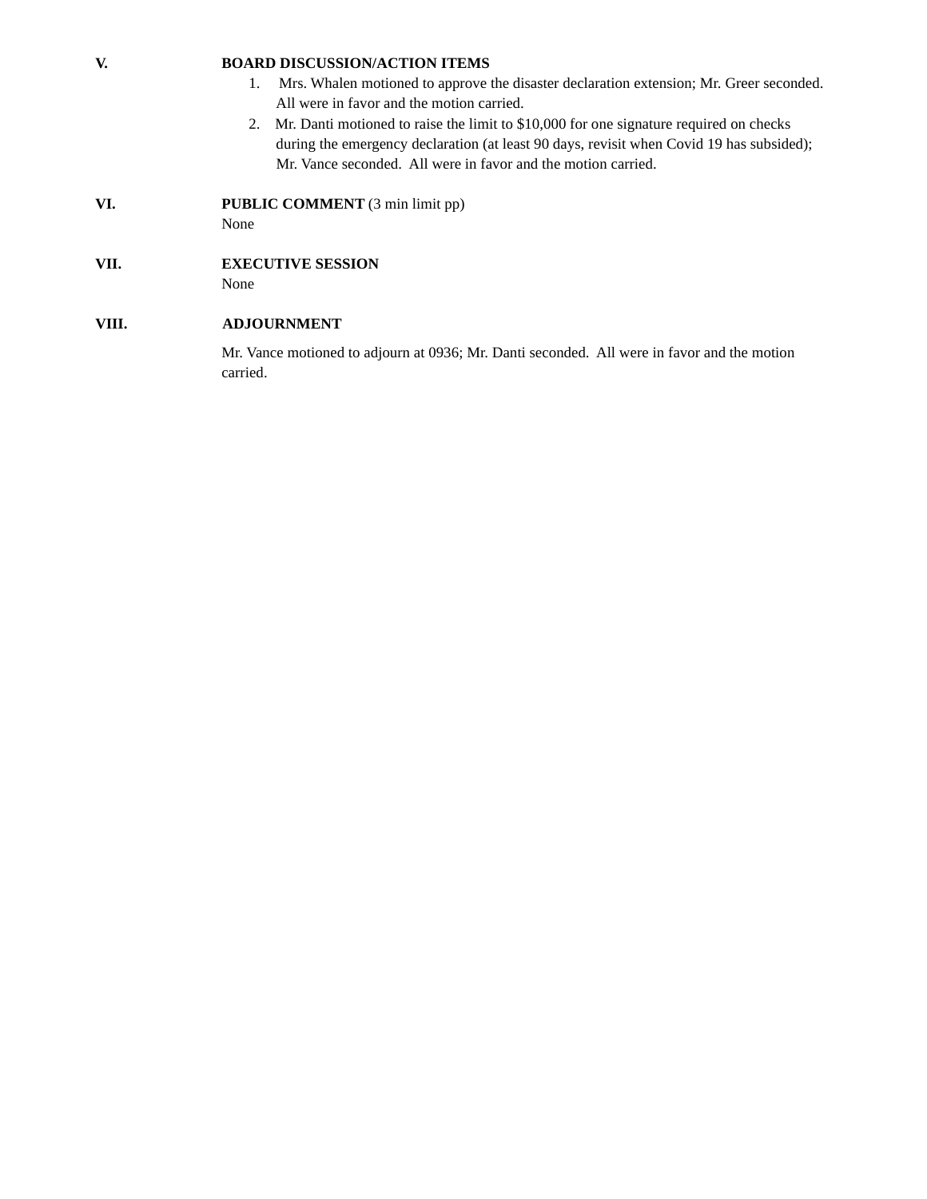## V. BOARD DISCUSSION/ACTION ITEMS

1. Mrs. Whalen motioned to approve the disaster declaration extension; Mr. Greer seconded. All were in favor and the motion carried.
2. Mr. Danti motioned to raise the limit to $10,000 for one signature required on checks during the emergency declaration (at least 90 days, revisit when Covid 19 has subsided); Mr. Vance seconded. All were in favor and the motion carried.

## VI. PUBLIC COMMENT (3 min limit pp)

None

## VII. EXECUTIVE SESSION

None

## VIII. ADJOURNMENT

Mr. Vance motioned to adjourn at 0936; Mr. Danti seconded. All were in favor and the motion carried.